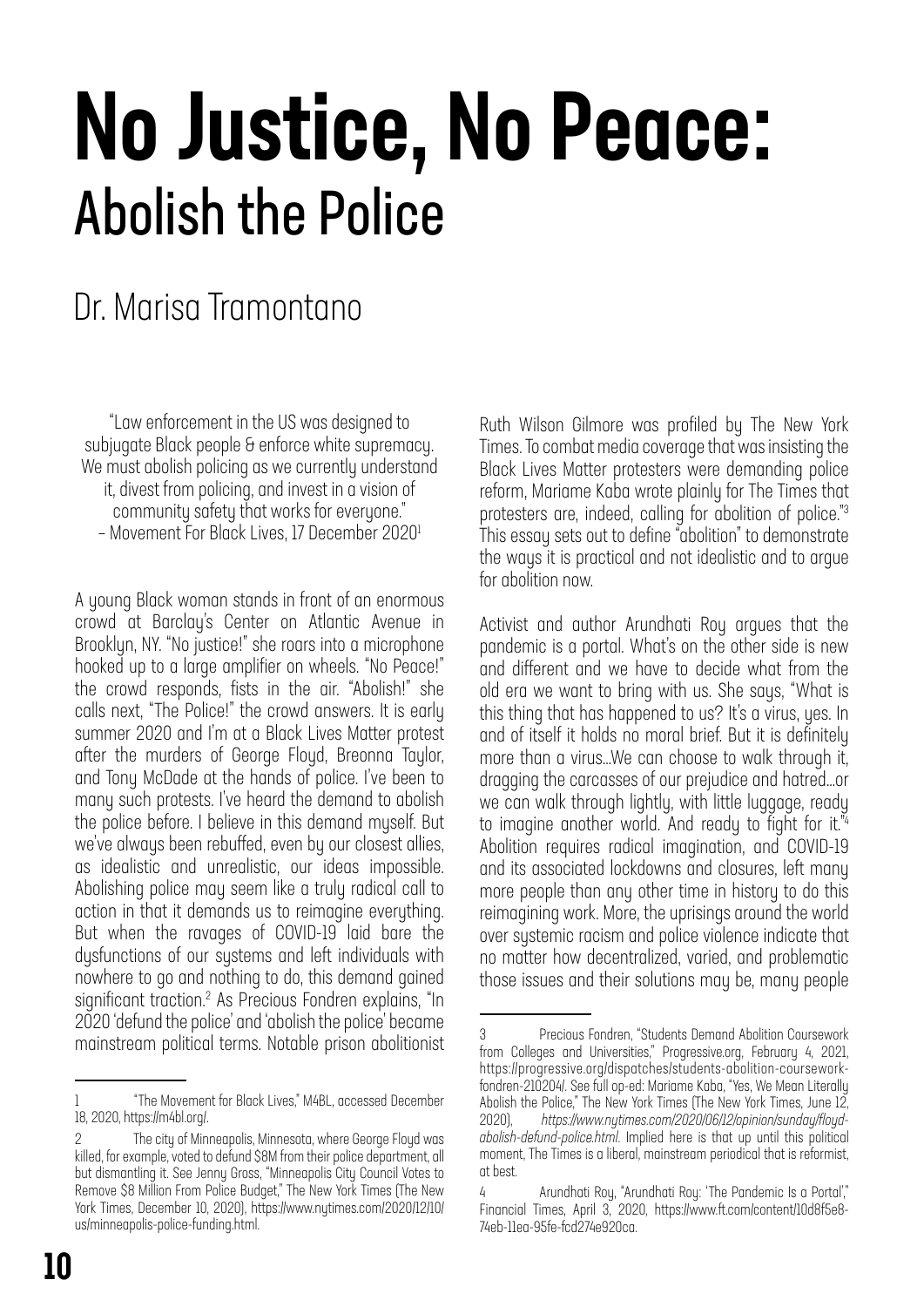# No Justice, No Peace:
## Abolish the Police

Dr. Marisa Tramontano

"Law enforcement in the US was designed to subjugate Black people & enforce white supremacy. We must abolish policing as we currently understand it, divest from policing, and invest in a vision of community safety that works for everyone."
– Movement For Black Lives, 17 December 2020[1]

A young Black woman stands in front of an enormous crowd at Barclay's Center on Atlantic Avenue in Brooklyn, NY. "No justice!" she roars into a microphone hooked up to a large amplifier on wheels. "No Peace!" the crowd responds, fists in the air. "Abolish!" she calls next, "The Police!" the crowd answers. It is early summer 2020 and I'm at a Black Lives Matter protest after the murders of George Floyd, Breonna Taylor, and Tony McDade at the hands of police. I've been to many such protests. I've heard the demand to abolish the police before. I believe in this demand myself. But we've always been rebuffed, even by our closest allies, as idealistic and unrealistic, our ideas impossible. Abolishing police may seem like a truly radical call to action in that it demands us to reimagine everything. But when the ravages of COVID-19 laid bare the dysfunctions of our systems and left individuals with nowhere to go and nothing to do, this demand gained significant traction.[2] As Precious Fondren explains, "In 2020 'defund the police' and 'abolish the police' became mainstream political terms. Notable prison abolitionist Ruth Wilson Gilmore was profiled by The New York Times. To combat media coverage that was insisting the Black Lives Matter protesters were demanding police reform, Mariame Kaba wrote plainly for The Times that protesters are, indeed, calling for abolition of police."[3] This essay sets out to define "abolition" to demonstrate the ways it is practical and not idealistic and to argue for abolition now.

Activist and author Arundhati Roy argues that the pandemic is a portal. What's on the other side is new and different and we have to decide what from the old era we want to bring with us. She says, "What is this thing that has happened to us? It's a virus, yes. In and of itself it holds no moral brief. But it is definitely more than a virus...We can choose to walk through it, dragging the carcasses of our prejudice and hatred...or we can walk through lightly, with little luggage, ready to imagine another world. And ready to fight for it."[4] Abolition requires radical imagination, and COVID-19 and its associated lockdowns and closures, left many more people than any other time in history to do this reimagining work. More, the uprisings around the world over systemic racism and police violence indicate that no matter how decentralized, varied, and problematic those issues and their solutions may be, many people

---

1 "The Movement for Black Lives," M4BL, accessed December 18, 2020, https://m4bl.org/.

2 The city of Minneapolis, Minnesota, where George Floyd was killed, for example, voted to defund $8M from their police department, all but dismantling it. See Jenny Gross, "Minneapolis City Council Votes to Remove $8 Million From Police Budget," The New York Times (The New York Times, December 10, 2020), https://www.nytimes.com/2020/12/10/us/minneapolis-police-funding.html.

3 Precious Fondren, "Students Demand Abolition Coursework from Colleges and Universities," Progressive.org, February 4, 2021, https://progressive.org/dispatches/students-abolition-coursework-fondren-210204/. See full op-ed: Mariame Kaba, "Yes, We Mean Literally Abolish the Police," The New York Times (The New York Times, June 12, 2020), *https://www.nytimes.com/2020/06/12/opinion/sunday/floyd-abolish-defund-police.html*. Implied here is that up until this political moment, The Times is a liberal, mainstream periodical that is reformist, at best.

4 Arundhati Roy, "Arundhati Roy: 'The Pandemic Is a Portal'," Financial Times, April 3, 2020, https://www.ft.com/content/10d8f5e8-74eb-11ea-95fe-fcd274e920ca.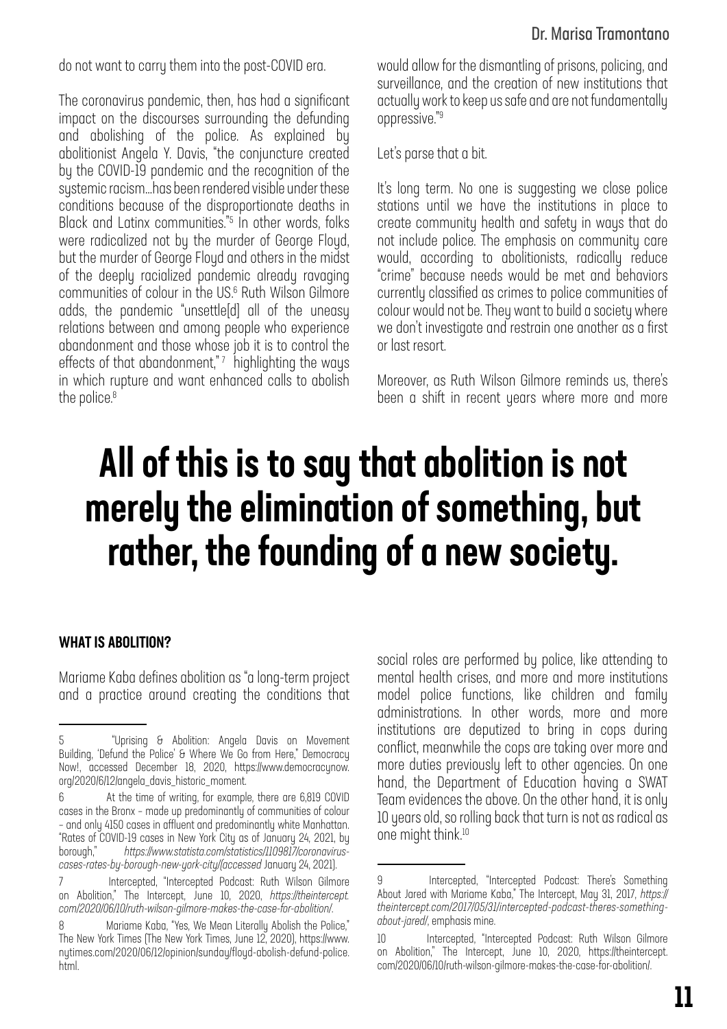do not want to carry them into the post-COVID era.

The coronavirus pandemic, then, has had a significant impact on the discourses surrounding the defunding and abolishing of the police. As explained by abolitionist Angela Y. Davis, "the conjuncture created by the COVID-19 pandemic and the recognition of the systemic racism...has been rendered visible under these conditions because of the disproportionate deaths in Black and Latinx communities."[5] In other words, folks were radicalized not by the murder of George Floyd, but the murder of George Floyd and others in the midst of the deeply racialized pandemic already ravaging communities of colour in the US.[6] Ruth Wilson Gilmore adds, the pandemic "unsettle[d] all of the uneasy relations between and among people who experience abandonment and those whose job it is to control the effects of that abandonment,"[7] highlighting the ways in which rupture and want enhanced calls to abolish the police.[8]

**All of this is to say that abolition is not merely the elimination of something, but rather, the founding of a new society.**

#### WHAT IS ABOLITION?

Mariame Kaba defines abolition as "a long-term project and a practice around creating the conditions that would allow for the dismantling of prisons, policing, and surveillance, and the creation of new institutions that actually work to keep us safe and are not fundamentally oppressive."[9]

Let's parse that a bit.

It's long term. No one is suggesting we close police stations until we have the institutions in place to create community health and safety in ways that do not include police. The emphasis on community care would, according to abolitionists, radically reduce "crime" because needs would be met and behaviors currently classified as crimes to police communities of colour would not be. They want to build a society where we don't investigate and restrain one another as a first or last resort.

Moreover, as Ruth Wilson Gilmore reminds us, there's been a shift in recent years where more and more social roles are performed by police, like attending to mental health crises, and more and more institutions model police functions, like children and family administrations. In other words, more and more institutions are deputized to bring in cops during conflict, meanwhile the cops are taking over more and more duties previously left to other agencies. On one hand, the Department of Education having a SWAT Team evidences the above. On the other hand, it is only 10 years old, so rolling back that turn is not as radical as one might think.[10]

---

5 "Uprising & Abolition: Angela Davis on Movement Building, 'Defund the Police' & Where We Go from Here," Democracy Now!, accessed December 18, 2020, https://www.democracynow.org/2020/6/12/angela_davis_historic_moment.

6 At the time of writing, for example, there are 6,819 COVID cases in the Bronx – made up predominantly of communities of colour – and only 4150 cases in affluent and predominantly white Manhattan. "Rates of COVID-19 cases in New York City as of January 24, 2021, by borough," *https://www.statista.com/statistics/1109817/coronavirus-cases-rates-by-borough-new-york-city/(accessed* January 24, 2021).

7 Intercepted, "Intercepted Podcast: Ruth Wilson Gilmore on Abolition," The Intercept, June 10, 2020, *https://theintercept.com/2020/06/10/ruth-wilson-gilmore-makes-the-case-for-abolition/*.

8 Mariame Kaba, "Yes, We Mean Literally Abolish the Police," The New York Times (The New York Times, June 12, 2020), https://www.nytimes.com/2020/06/12/opinion/sunday/floyd-abolish-defund-police.html.

9 Intercepted, "Intercepted Podcast: There's Something About Jared with Mariame Kaba," The Intercept, May 31, 2017, *https://theintercept.com/2017/05/31/intercepted-podcast-theres-something-about-jared/*, emphasis mine.

10 Intercepted, "Intercepted Podcast: Ruth Wilson Gilmore on Abolition," The Intercept, June 10, 2020, https://theintercept.com/2020/06/10/ruth-wilson-gilmore-makes-the-case-for-abolition/.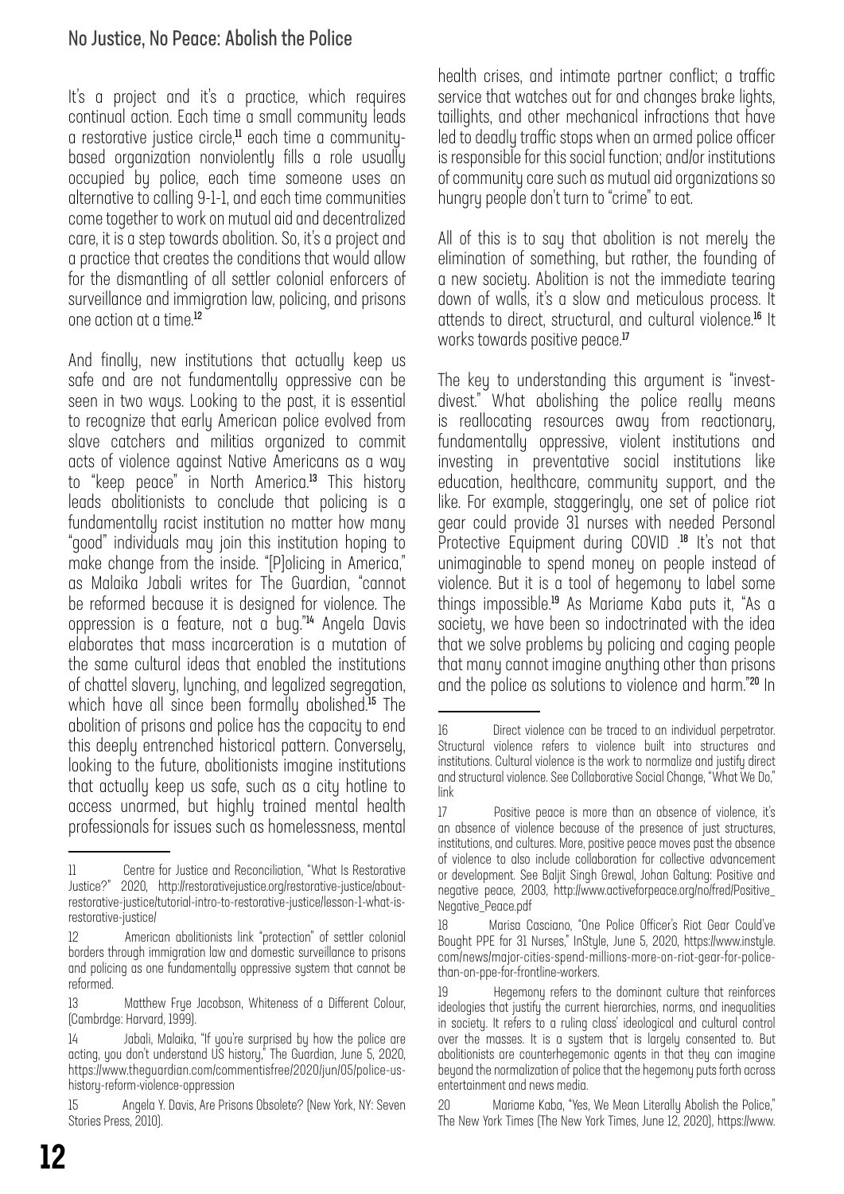It's a project and it's a practice, which requires continual action. Each time a small community leads a restorative justice circle,[11] each time a community-based organization nonviolently fills a role usually occupied by police, each time someone uses an alternative to calling 9-1-1, and each time communities come together to work on mutual aid and decentralized care, it is a step towards abolition. So, it's a project and a practice that creates the conditions that would allow for the dismantling of all settler colonial enforcers of surveillance and immigration law, policing, and prisons one action at a time.[12]

And finally, new institutions that actually keep us safe and are not fundamentally oppressive can be seen in two ways. Looking to the past, it is essential to recognize that early American police evolved from slave catchers and militias organized to commit acts of violence against Native Americans as a way to "keep peace" in North America.[13] This history leads abolitionists to conclude that policing is a fundamentally racist institution no matter how many "good" individuals may join this institution hoping to make change from the inside. "[P]olicing in America," as Malaika Jabali writes for The Guardian, "cannot be reformed because it is designed for violence. The oppression is a feature, not a bug."[14] Angela Davis elaborates that mass incarceration is a mutation of the same cultural ideas that enabled the institutions of chattel slavery, lynching, and legalized segregation, which have all since been formally abolished.[15] The abolition of prisons and police has the capacity to end this deeply entrenched historical pattern. Conversely, looking to the future, abolitionists imagine institutions that actually keep us safe, such as a city hotline to access unarmed, but highly trained mental health professionals for issues such as homelessness, mental health crises, and intimate partner conflict; a traffic service that watches out for and changes brake lights, taillights, and other mechanical infractions that have led to deadly traffic stops when an armed police officer is responsible for this social function; and/or institutions of community care such as mutual aid organizations so hungry people don't turn to "crime" to eat.

All of this is to say that abolition is not merely the elimination of something, but rather, the founding of a new society. Abolition is not the immediate tearing down of walls, it's a slow and meticulous process. It attends to direct, structural, and cultural violence.[16] It works towards positive peace.[17]

The key to understanding this argument is "invest-divest." What abolishing the police really means is reallocating resources away from reactionary, fundamentally oppressive, violent institutions and investing in preventative social institutions like education, healthcare, community support, and the like. For example, staggeringly, one set of police riot gear could provide 31 nurses with needed Personal Protective Equipment during COVID .[18] It's not that unimaginable to spend money on people instead of violence. But it is a tool of hegemony to label some things impossible.[19] As Mariame Kaba puts it, "As a society, we have been so indoctrinated with the idea that we solve problems by policing and caging people that many cannot imagine anything other than prisons and the police as solutions to violence and harm."[20] In

---

11 Centre for Justice and Reconciliation, "What Is Restorative Justice?" 2020, http://restorativejustice.org/restorative-justice/about-restorative-justice/tutorial-intro-to-restorative-justice/lesson-1-what-is-restorative-justice/

12 American abolitionists link "protection" of settler colonial borders through immigration law and domestic surveillance to prisons and policing as one fundamentally oppressive system that cannot be reformed.

13 Matthew Frye Jacobson, Whiteness of a Different Colour, (Cambrdge: Harvard, 1999).

14 Jabali, Malaika, "If you're surprised by how the police are acting, you don't understand US history," The Guardian, June 5, 2020, https://www.theguardian.com/commentisfree/2020/jun/05/police-us-history-reform-violence-oppression

15 Angela Y. Davis, Are Prisons Obsolete? (New York, NY: Seven Stories Press, 2010).

16 Direct violence can be traced to an individual perpetrator. Structural violence refers to violence built into structures and institutions. Cultural violence is the work to normalize and justify direct and structural violence. See Collaborative Social Change, "What We Do," link

17 Positive peace is more than an absence of violence, it's an absence of violence because of the presence of just structures, institutions, and cultures. More, positive peace moves past the absence of violence to also include collaboration for collective advancement or development. See Baljit Singh Grewal, Johan Galtung: Positive and negative peace, 2003, http://www.activeforpeace.org/no/fred/Positive_Negative_Peace.pdf

18 Marisa Casciano, "One Police Officer's Riot Gear Could've Bought PPE for 31 Nurses," InStyle, June 5, 2020, https://www.instyle.com/news/major-cities-spend-millions-more-on-riot-gear-for-police-than-on-ppe-for-frontline-workers.

19 Hegemony refers to the dominant culture that reinforces ideologies that justify the current hierarchies, norms, and inequalities in society. It refers to a ruling class' ideological and cultural control over the masses. It is a system that is largely consented to. But abolitionists are counterhegemonic agents in that they can imagine beyond the normalization of police that the hegemony puts forth across entertainment and news media.

20 Mariame Kaba, "Yes, We Mean Literally Abolish the Police," The New York Times (The New York Times, June 12, 2020), https://www.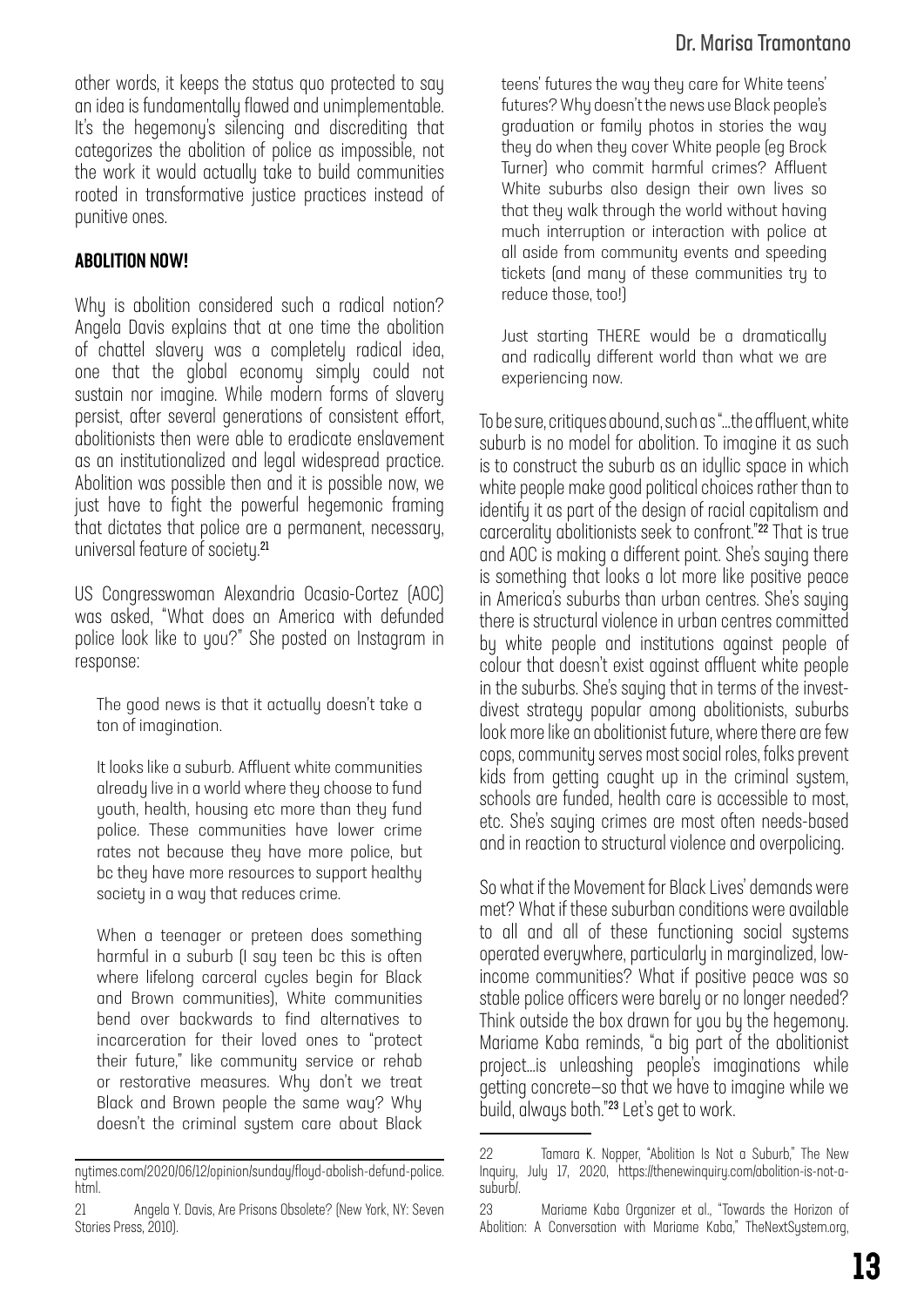other words, it keeps the status quo protected to say an idea is fundamentally flawed and unimplementable. It's the hegemony's silencing and discrediting that categorizes the abolition of police as impossible, not the work it would actually take to build communities rooted in transformative justice practices instead of punitive ones.

## ABOLITION NOW!

Why is abolition considered such a radical notion? Angela Davis explains that at one time the abolition of chattel slavery was a completely radical idea, one that the global economy simply could not sustain nor imagine. While modern forms of slavery persist, after several generations of consistent effort, abolitionists then were able to eradicate enslavement as an institutionalized and legal widespread practice. Abolition was possible then and it is possible now, we just have to fight the powerful hegemonic framing that dictates that police are a permanent, necessary, universal feature of society.[21]

US Congresswoman Alexandria Ocasio-Cortez (AOC) was asked, "What does an America with defunded police look like to you?" She posted on Instagram in response:

> The good news is that it actually doesn't take a ton of imagination.
>
> It looks like a suburb. Affluent white communities already live in a world where they choose to fund youth, health, housing etc more than they fund police. These communities have lower crime rates not because they have more police, but bc they have more resources to support healthy society in a way that reduces crime.
>
> When a teenager or preteen does something harmful in a suburb (I say teen bc this is often where lifelong carceral cycles begin for Black and Brown communities), White communities bend over backwards to find alternatives to incarceration for their loved ones to "protect their future," like community service or rehab or restorative measures. Why don't we treat Black and Brown people the same way? Why doesn't the criminal system care about Black teens' futures the way they care for White teens' futures? Why doesn't the news use Black people's graduation or family photos in stories the way they do when they cover White people (eg Brock Turner) who commit harmful crimes? Affluent White suburbs also design their own lives so that they walk through the world without having much interruption or interaction with police at all aside from community events and speeding tickets (and many of these communities try to reduce those, too!)
>
> Just starting THERE would be a dramatically and radically different world than what we are experiencing now.

To be sure, critiques abound, such as "...the affluent, white suburb is no model for abolition. To imagine it as such is to construct the suburb as an idyllic space in which white people make good political choices rather than to identify it as part of the design of racial capitalism and carcerality abolitionists seek to confront."[22] That is true and AOC is making a different point. She's saying there is something that looks a lot more like positive peace in America's suburbs than urban centres. She's saying there is structural violence in urban centres committed by white people and institutions against people of colour that doesn't exist against affluent white people in the suburbs. She's saying that in terms of the invest-divest strategy popular among abolitionists, suburbs look more like an abolitionist future, where there are few cops, community serves most social roles, folks prevent kids from getting caught up in the criminal system, schools are funded, health care is accessible to most, etc. She's saying crimes are most often needs-based and in reaction to structural violence and overpolicing.

So what if the Movement for Black Lives' demands were met? What if these suburban conditions were available to all and all of these functioning social systems operated everywhere, particularly in marginalized, low-income communities? What if positive peace was so stable police officers were barely or no longer needed? Think outside the box drawn for you by the hegemony. Mariame Kaba reminds, "a big part of the abolitionist project...is unleashing people's imaginations while getting concrete—so that we have to imagine while we build, always both."[23] Let's get to work.

---

nytimes.com/2020/06/12/opinion/sunday/floyd-abolish-defund-police.html.

21 Angela Y. Davis, Are Prisons Obsolete? (New York, NY: Seven Stories Press, 2010).

22 Tamara K. Nopper, "Abolition Is Not a Suburb," The New Inquiry, July 17, 2020, https://thenewinquiry.com/abolition-is-not-a-suburb/.

23 Mariame Kaba Organizer et al., "Towards the Horizon of Abolition: A Conversation with Mariame Kaba," TheNextSystem.org,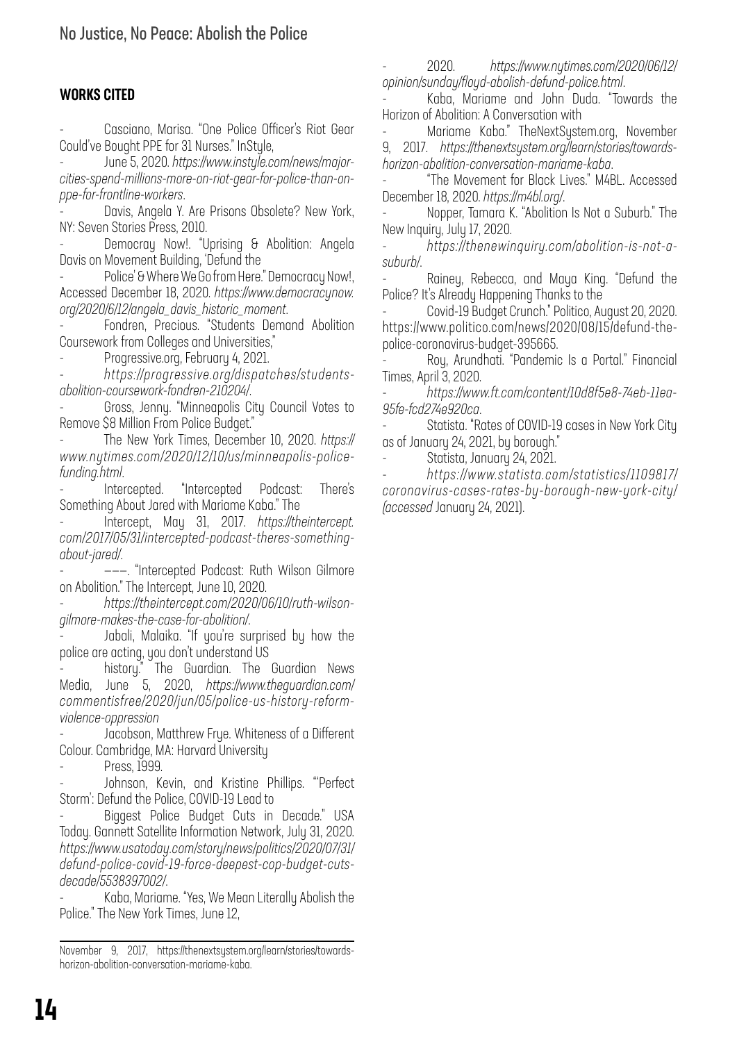## WORKS CITED

- Casciano, Marisa. "One Police Officer's Riot Gear Could've Bought PPE for 31 Nurses." InStyle,
- June 5, 2020. *https://www.instyle.com/news/major-cities-spend-millions-more-on-riot-gear-for-police-than-on-ppe-for-frontline-workers*.
- Davis, Angela Y. Are Prisons Obsolete? New York, NY: Seven Stories Press, 2010.
- Democray Now!. "Uprising & Abolition: Angela Davis on Movement Building, 'Defund the
- Police' & Where We Go from Here." Democracy Now!, Accessed December 18, 2020. *https://www.democracynow.org/2020/6/12/angela_davis_historic_moment*.
- Fondren, Precious. "Students Demand Abolition Coursework from Colleges and Universities,"
- Progressive.org, February 4, 2021.
- *https://progressive.org/dispatches/students-abolition-coursework-fondren-210204/*.
- Gross, Jenny. "Minneapolis City Council Votes to Remove $8 Million From Police Budget."
- The New York Times, December 10, 2020. *https://www.nytimes.com/2020/12/10/us/minneapolis-police-funding.html*.
- Intercepted. "Intercepted Podcast: There's Something About Jared with Mariame Kaba." The
- Intercept, May 31, 2017. *https://theintercept.com/2017/05/31/intercepted-podcast-theres-something-about-jared/*.
- ———. "Intercepted Podcast: Ruth Wilson Gilmore on Abolition." The Intercept, June 10, 2020.
- *https://theintercept.com/2020/06/10/ruth-wilson-gilmore-makes-the-case-for-abolition/*.
- Jabali, Malaika. "If you're surprised by how the police are acting, you don't understand US
- history." The Guardian. The Guardian News Media, June 5, 2020, *https://www.theguardian.com/commentisfree/2020/jun/05/police-us-history-reform-violence-oppression*
- Jacobson, Matthrew Frye. Whiteness of a Different Colour. Cambridge, MA: Harvard University
- Press, 1999.
- Johnson, Kevin, and Kristine Phillips. "'Perfect Storm': Defund the Police, COVID-19 Lead to
- Biggest Police Budget Cuts in Decade." USA Today. Gannett Satellite Information Network, July 31, 2020. *https://www.usatoday.com/story/news/politics/2020/07/31/defund-police-covid-19-force-deepest-cop-budget-cuts-decade/5538397002/*.
- Kaba, Mariame. "Yes, We Mean Literally Abolish the Police." The New York Times, June 12,
- 2020. *https://www.nytimes.com/2020/06/12/opinion/sunday/floyd-abolish-defund-police.html*.
- Kaba, Mariame and John Duda. "Towards the Horizon of Abolition: A Conversation with
- Mariame Kaba." TheNextSystem.org, November 9, 2017. *https://thenextsystem.org/learn/stories/towards-horizon-abolition-conversation-mariame-kaba*.
- "The Movement for Black Lives." M4BL. Accessed December 18, 2020. *https://m4bl.org/*.
- Nopper, Tamara K. "Abolition Is Not a Suburb." The New Inquiry, July 17, 2020.
- *https://thenewinquiry.com/abolition-is-not-a-suburb/*.
- Rainey, Rebecca, and Maya King. "Defund the Police? It's Already Happening Thanks to the
- Covid-19 Budget Crunch." Politico, August 20, 2020. https://www.politico.com/news/2020/08/15/defund-the-police-coronavirus-budget-395665.
- Roy, Arundhati. "Pandemic Is a Portal." Financial Times, April 3, 2020.
- *https://www.ft.com/content/10d8f5e8-74eb-11ea-95fe-fcd274e920ca*.
- Statista. "Rates of COVID-19 cases in New York City as of January 24, 2021, by borough."
- Statista, January 24, 2021.
- *https://www.statista.com/statistics/1109817/coronavirus-cases-rates-by-borough-new-york-city/ (accessed* January 24, 2021).

---

November 9, 2017, https://thenextsystem.org/learn/stories/towards-horizon-abolition-conversation-mariame-kaba.